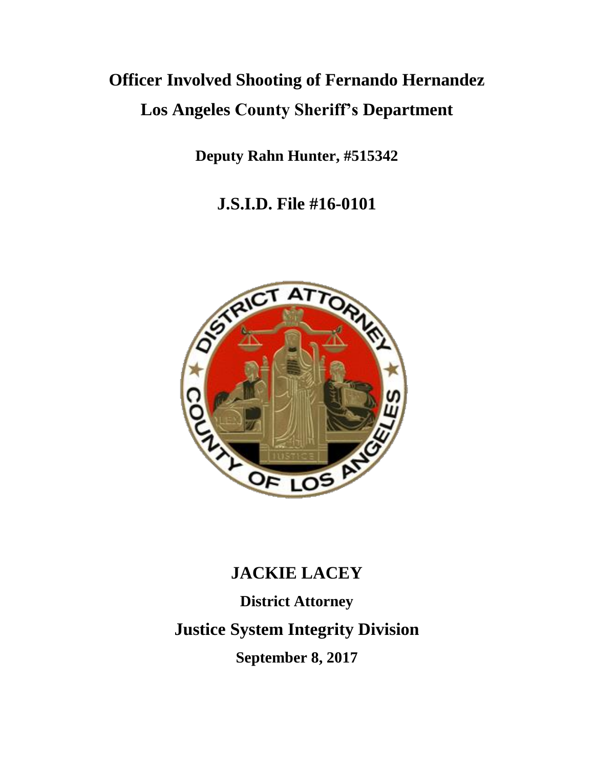# Officer Involved Shooting of Fernando Hernandez

# Los Angeles County Sheriff's Department

**Deputy Rahn Hunter, #515342**

## J.S.I.D. File #16-0101

## JACKIE LACEY

**District Attorney**

## Justice System Integrity Division

**September 8, 2017**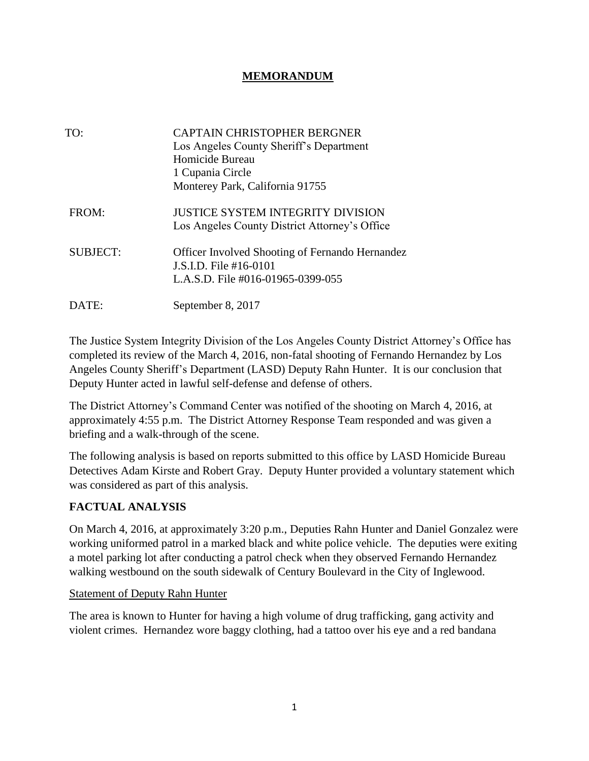# MEMORANDUM

TO: CAPTAIN CHRISTOPHER BERGNER
Los Angeles County Sheriff's Department
Homicide Bureau
1 Cupania Circle
Monterey Park, California 91755

FROM: JUSTICE SYSTEM INTEGRITY DIVISION
Los Angeles County District Attorney's Office

SUBJECT: Officer Involved Shooting of Fernando Hernandez
J.S.I.D. File #16-0101
L.A.S.D. File #016-01965-0399-055

DATE: September 8, 2017

The Justice System Integrity Division of the Los Angeles County District Attorney's Office has completed its review of the March 4, 2016, non-fatal shooting of Fernando Hernandez by Los Angeles County Sheriff's Department (LASD) Deputy Rahn Hunter. It is our conclusion that Deputy Hunter acted in lawful self-defense and defense of others.

The District Attorney's Command Center was notified of the shooting on March 4, 2016, at approximately 4:55 p.m. The District Attorney Response Team responded and was given a briefing and a walk-through of the scene.

The following analysis is based on reports submitted to this office by LASD Homicide Bureau Detectives Adam Kirste and Robert Gray. Deputy Hunter provided a voluntary statement which was considered as part of this analysis.

## FACTUAL ANALYSIS

On March 4, 2016, at approximately 3:20 p.m., Deputies Rahn Hunter and Daniel Gonzalez were working uniformed patrol in a marked black and white police vehicle. The deputies were exiting a motel parking lot after conducting a patrol check when they observed Fernando Hernandez walking westbound on the south sidewalk of Century Boulevard in the City of Inglewood.

### Statement of Deputy Rahn Hunter

The area is known to Hunter for having a high volume of drug trafficking, gang activity and violent crimes. Hernandez wore baggy clothing, had a tattoo over his eye and a red bandana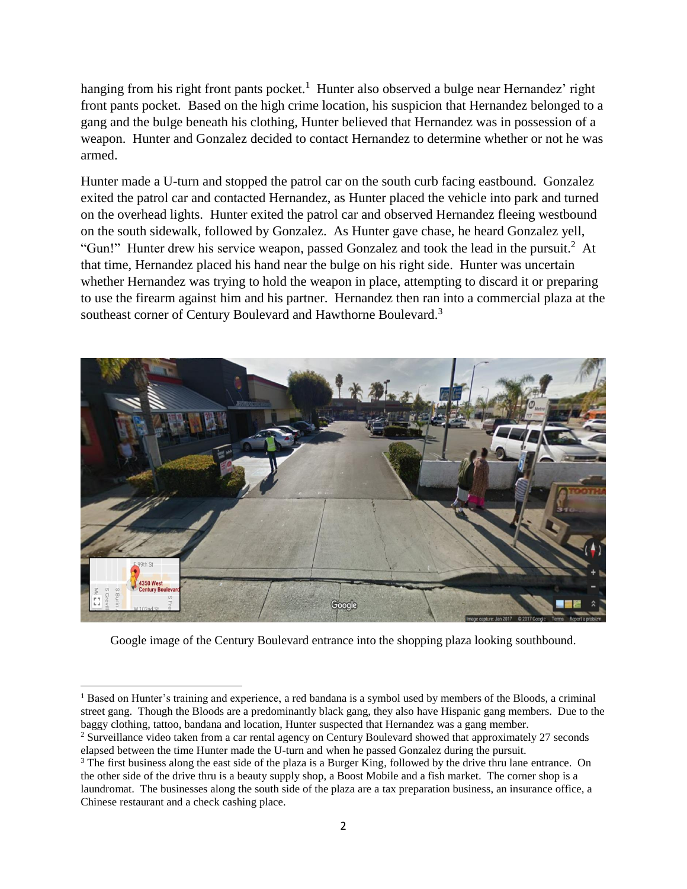hanging from his right front pants pocket.[1] Hunter also observed a bulge near Hernandez' right front pants pocket. Based on the high crime location, his suspicion that Hernandez belonged to a gang and the bulge beneath his clothing, Hunter believed that Hernandez was in possession of a weapon. Hunter and Gonzalez decided to contact Hernandez to determine whether or not he was armed.

Hunter made a U-turn and stopped the patrol car on the south curb facing eastbound. Gonzalez exited the patrol car and contacted Hernandez, as Hunter placed the vehicle into park and turned on the overhead lights. Hunter exited the patrol car and observed Hernandez fleeing westbound on the south sidewalk, followed by Gonzalez. As Hunter gave chase, he heard Gonzalez yell, "Gun!" Hunter drew his service weapon, passed Gonzalez and took the lead in the pursuit.[2] At that time, Hernandez placed his hand near the bulge on his right side. Hunter was uncertain whether Hernandez was trying to hold the weapon in place, attempting to discard it or preparing to use the firearm against him and his partner. Hernandez then ran into a commercial plaza at the southeast corner of Century Boulevard and Hawthorne Boulevard.[3]

Google image of the Century Boulevard entrance into the shopping plaza looking southbound.

[1] Based on Hunter's training and experience, a red bandana is a symbol used by members of the Bloods, a criminal street gang. Though the Bloods are a predominantly black gang, they also have Hispanic gang members. Due to the baggy clothing, tattoo, bandana and location, Hunter suspected that Hernandez was a gang member.

[2] Surveillance video taken from a car rental agency on Century Boulevard showed that approximately 27 seconds elapsed between the time Hunter made the U-turn and when he passed Gonzalez during the pursuit.

[3] The first business along the east side of the plaza is a Burger King, followed by the drive thru lane entrance. On the other side of the drive thru is a beauty supply shop, a Boost Mobile and a fish market. The corner shop is a laundromat. The businesses along the south side of the plaza are a tax preparation business, an insurance office, a Chinese restaurant and a check cashing place.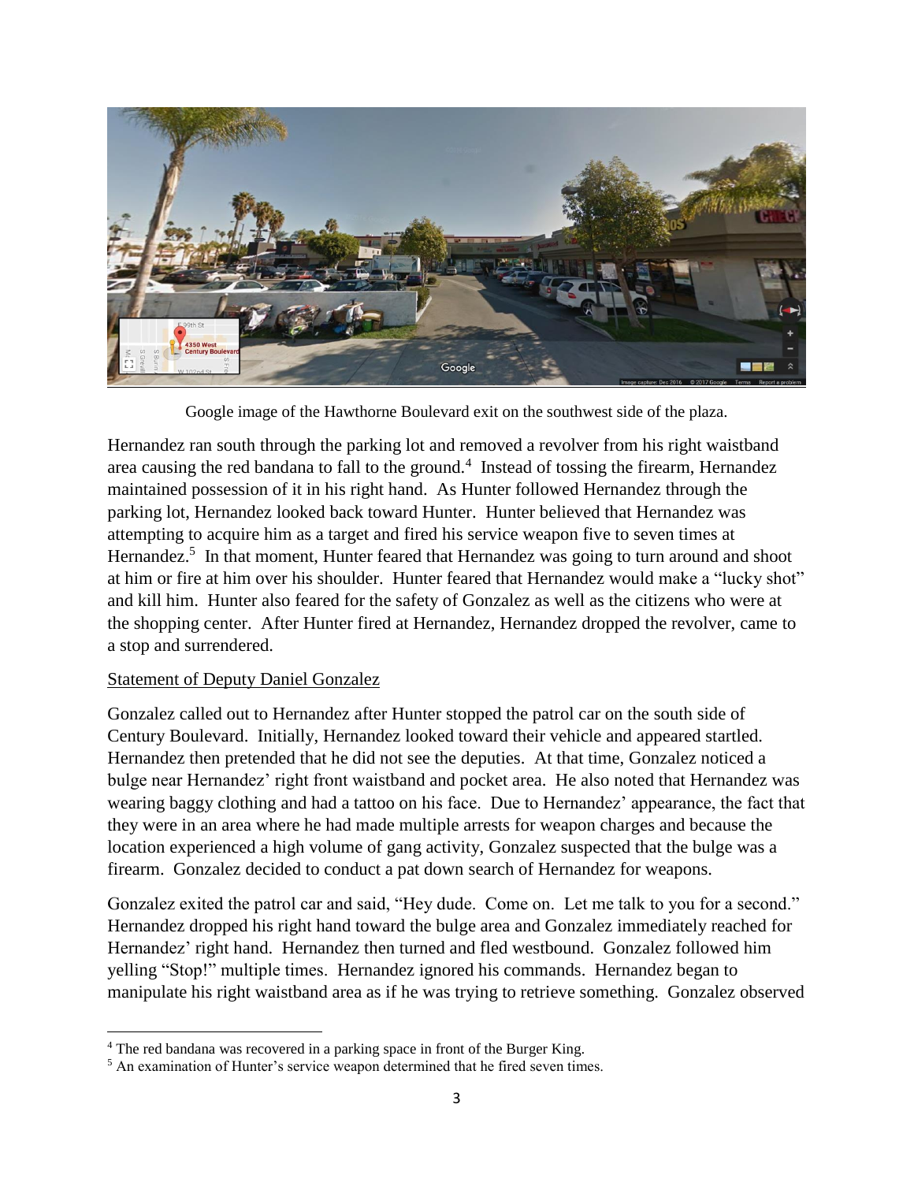Google image of the Hawthorne Boulevard exit on the southwest side of the plaza.

Hernandez ran south through the parking lot and removed a revolver from his right waistband area causing the red bandana to fall to the ground.[4] Instead of tossing the firearm, Hernandez maintained possession of it in his right hand. As Hunter followed Hernandez through the parking lot, Hernandez looked back toward Hunter. Hunter believed that Hernandez was attempting to acquire him as a target and fired his service weapon five to seven times at Hernandez.[5] In that moment, Hunter feared that Hernandez was going to turn around and shoot at him or fire at him over his shoulder. Hunter feared that Hernandez would make a "lucky shot" and kill him. Hunter also feared for the safety of Gonzalez as well as the citizens who were at the shopping center. After Hunter fired at Hernandez, Hernandez dropped the revolver, came to a stop and surrendered.

Statement of Deputy Daniel Gonzalez

Gonzalez called out to Hernandez after Hunter stopped the patrol car on the south side of Century Boulevard. Initially, Hernandez looked toward their vehicle and appeared startled. Hernandez then pretended that he did not see the deputies. At that time, Gonzalez noticed a bulge near Hernandez' right front waistband and pocket area. He also noted that Hernandez was wearing baggy clothing and had a tattoo on his face. Due to Hernandez' appearance, the fact that they were in an area where he had made multiple arrests for weapon charges and because the location experienced a high volume of gang activity, Gonzalez suspected that the bulge was a firearm. Gonzalez decided to conduct a pat down search of Hernandez for weapons.

Gonzalez exited the patrol car and said, "Hey dude. Come on. Let me talk to you for a second." Hernandez dropped his right hand toward the bulge area and Gonzalez immediately reached for Hernandez' right hand. Hernandez then turned and fled westbound. Gonzalez followed him yelling "Stop!" multiple times. Hernandez ignored his commands. Hernandez began to manipulate his right waistband area as if he was trying to retrieve something. Gonzalez observed

[4] The red bandana was recovered in a parking space in front of the Burger King.

[5] An examination of Hunter's service weapon determined that he fired seven times.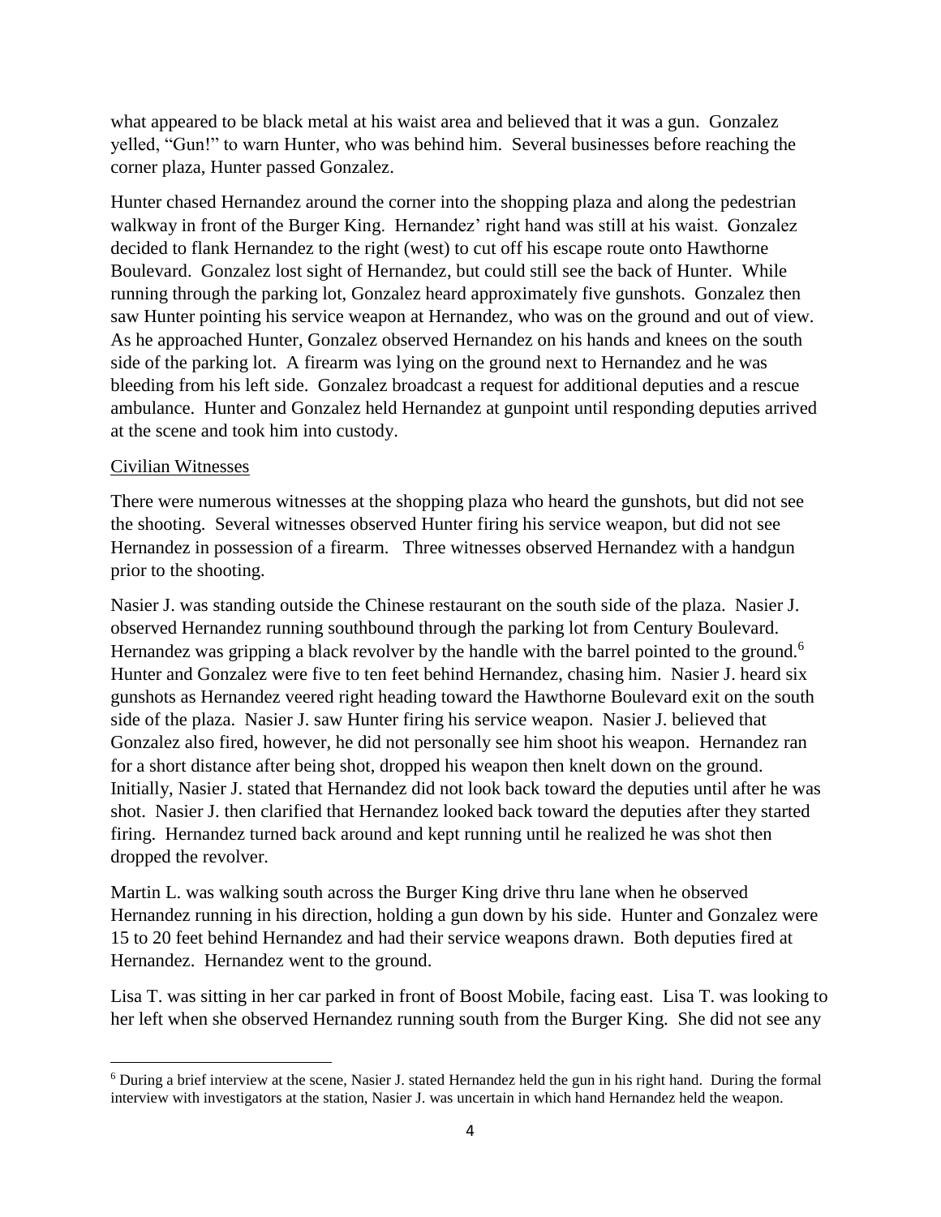what appeared to be black metal at his waist area and believed that it was a gun. Gonzalez yelled, "Gun!" to warn Hunter, who was behind him. Several businesses before reaching the corner plaza, Hunter passed Gonzalez.

Hunter chased Hernandez around the corner into the shopping plaza and along the pedestrian walkway in front of the Burger King. Hernandez' right hand was still at his waist. Gonzalez decided to flank Hernandez to the right (west) to cut off his escape route onto Hawthorne Boulevard. Gonzalez lost sight of Hernandez, but could still see the back of Hunter. While running through the parking lot, Gonzalez heard approximately five gunshots. Gonzalez then saw Hunter pointing his service weapon at Hernandez, who was on the ground and out of view. As he approached Hunter, Gonzalez observed Hernandez on his hands and knees on the south side of the parking lot. A firearm was lying on the ground next to Hernandez and he was bleeding from his left side. Gonzalez broadcast a request for additional deputies and a rescue ambulance. Hunter and Gonzalez held Hernandez at gunpoint until responding deputies arrived at the scene and took him into custody.

Civilian Witnesses

There were numerous witnesses at the shopping plaza who heard the gunshots, but did not see the shooting. Several witnesses observed Hunter firing his service weapon, but did not see Hernandez in possession of a firearm. Three witnesses observed Hernandez with a handgun prior to the shooting.

Nasier J. was standing outside the Chinese restaurant on the south side of the plaza. Nasier J. observed Hernandez running southbound through the parking lot from Century Boulevard. Hernandez was gripping a black revolver by the handle with the barrel pointed to the ground.[6] Hunter and Gonzalez were five to ten feet behind Hernandez, chasing him. Nasier J. heard six gunshots as Hernandez veered right heading toward the Hawthorne Boulevard exit on the south side of the plaza. Nasier J. saw Hunter firing his service weapon. Nasier J. believed that Gonzalez also fired, however, he did not personally see him shoot his weapon. Hernandez ran for a short distance after being shot, dropped his weapon then knelt down on the ground. Initially, Nasier J. stated that Hernandez did not look back toward the deputies until after he was shot. Nasier J. then clarified that Hernandez looked back toward the deputies after they started firing. Hernandez turned back around and kept running until he realized he was shot then dropped the revolver.

Martin L. was walking south across the Burger King drive thru lane when he observed Hernandez running in his direction, holding a gun down by his side. Hunter and Gonzalez were 15 to 20 feet behind Hernandez and had their service weapons drawn. Both deputies fired at Hernandez. Hernandez went to the ground.

Lisa T. was sitting in her car parked in front of Boost Mobile, facing east. Lisa T. was looking to her left when she observed Hernandez running south from the Burger King. She did not see any

[6] During a brief interview at the scene, Nasier J. stated Hernandez held the gun in his right hand. During the formal interview with investigators at the station, Nasier J. was uncertain in which hand Hernandez held the weapon.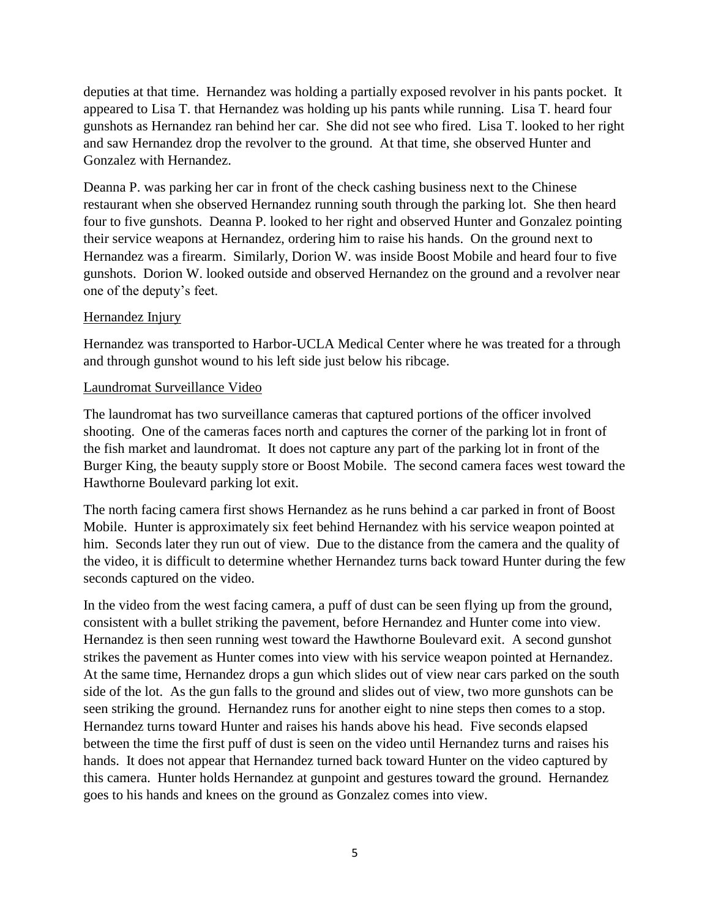deputies at that time. Hernandez was holding a partially exposed revolver in his pants pocket. It appeared to Lisa T. that Hernandez was holding up his pants while running. Lisa T. heard four gunshots as Hernandez ran behind her car. She did not see who fired. Lisa T. looked to her right and saw Hernandez drop the revolver to the ground. At that time, she observed Hunter and Gonzalez with Hernandez.

Deanna P. was parking her car in front of the check cashing business next to the Chinese restaurant when she observed Hernandez running south through the parking lot. She then heard four to five gunshots. Deanna P. looked to her right and observed Hunter and Gonzalez pointing their service weapons at Hernandez, ordering him to raise his hands. On the ground next to Hernandez was a firearm. Similarly, Dorion W. was inside Boost Mobile and heard four to five gunshots. Dorion W. looked outside and observed Hernandez on the ground and a revolver near one of the deputy's feet.

Hernandez Injury

Hernandez was transported to Harbor-UCLA Medical Center where he was treated for a through and through gunshot wound to his left side just below his ribcage.

Laundromat Surveillance Video

The laundromat has two surveillance cameras that captured portions of the officer involved shooting. One of the cameras faces north and captures the corner of the parking lot in front of the fish market and laundromat. It does not capture any part of the parking lot in front of the Burger King, the beauty supply store or Boost Mobile. The second camera faces west toward the Hawthorne Boulevard parking lot exit.

The north facing camera first shows Hernandez as he runs behind a car parked in front of Boost Mobile. Hunter is approximately six feet behind Hernandez with his service weapon pointed at him. Seconds later they run out of view. Due to the distance from the camera and the quality of the video, it is difficult to determine whether Hernandez turns back toward Hunter during the few seconds captured on the video.

In the video from the west facing camera, a puff of dust can be seen flying up from the ground, consistent with a bullet striking the pavement, before Hernandez and Hunter come into view. Hernandez is then seen running west toward the Hawthorne Boulevard exit. A second gunshot strikes the pavement as Hunter comes into view with his service weapon pointed at Hernandez. At the same time, Hernandez drops a gun which slides out of view near cars parked on the south side of the lot. As the gun falls to the ground and slides out of view, two more gunshots can be seen striking the ground. Hernandez runs for another eight to nine steps then comes to a stop. Hernandez turns toward Hunter and raises his hands above his head. Five seconds elapsed between the time the first puff of dust is seen on the video until Hernandez turns and raises his hands. It does not appear that Hernandez turned back toward Hunter on the video captured by this camera. Hunter holds Hernandez at gunpoint and gestures toward the ground. Hernandez goes to his hands and knees on the ground as Gonzalez comes into view.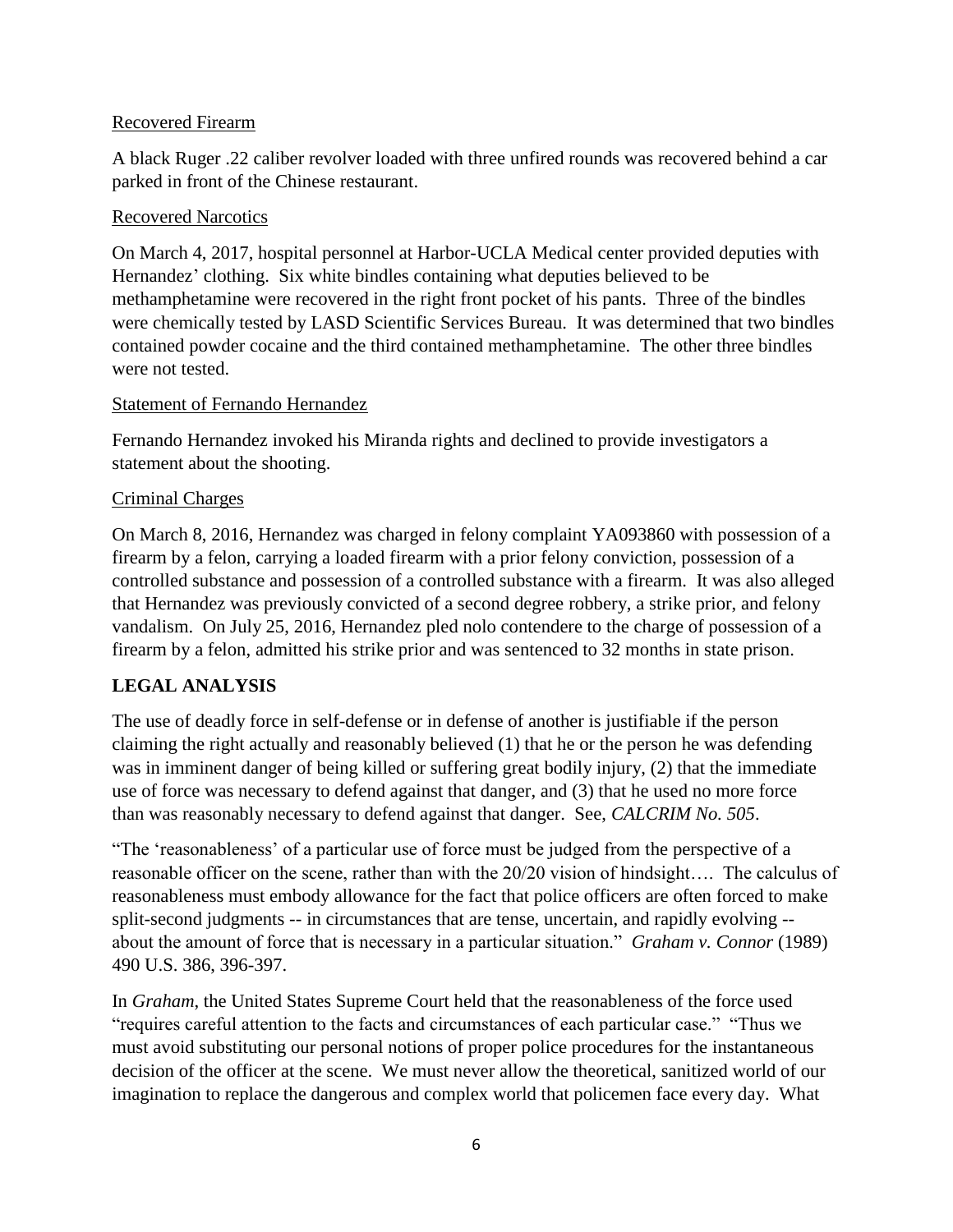Recovered Firearm

A black Ruger .22 caliber revolver loaded with three unfired rounds was recovered behind a car parked in front of the Chinese restaurant.

Recovered Narcotics

On March 4, 2017, hospital personnel at Harbor-UCLA Medical center provided deputies with Hernandez' clothing. Six white bindles containing what deputies believed to be methamphetamine were recovered in the right front pocket of his pants. Three of the bindles were chemically tested by LASD Scientific Services Bureau. It was determined that two bindles contained powder cocaine and the third contained methamphetamine. The other three bindles were not tested.

Statement of Fernando Hernandez

Fernando Hernandez invoked his Miranda rights and declined to provide investigators a statement about the shooting.

Criminal Charges

On March 8, 2016, Hernandez was charged in felony complaint YA093860 with possession of a firearm by a felon, carrying a loaded firearm with a prior felony conviction, possession of a controlled substance and possession of a controlled substance with a firearm. It was also alleged that Hernandez was previously convicted of a second degree robbery, a strike prior, and felony vandalism. On July 25, 2016, Hernandez pled nolo contendere to the charge of possession of a firearm by a felon, admitted his strike prior and was sentenced to 32 months in state prison.

## LEGAL ANALYSIS

The use of deadly force in self-defense or in defense of another is justifiable if the person claiming the right actually and reasonably believed (1) that he or the person he was defending was in imminent danger of being killed or suffering great bodily injury, (2) that the immediate use of force was necessary to defend against that danger, and (3) that he used no more force than was reasonably necessary to defend against that danger. See, *CALCRIM No. 505*.

"The 'reasonableness' of a particular use of force must be judged from the perspective of a reasonable officer on the scene, rather than with the 20/20 vision of hindsight…. The calculus of reasonableness must embody allowance for the fact that police officers are often forced to make split-second judgments -- in circumstances that are tense, uncertain, and rapidly evolving -- about the amount of force that is necessary in a particular situation." *Graham v. Connor* (1989) 490 U.S. 386, 396-397.

In *Graham*, the United States Supreme Court held that the reasonableness of the force used "requires careful attention to the facts and circumstances of each particular case." "Thus we must avoid substituting our personal notions of proper police procedures for the instantaneous decision of the officer at the scene. We must never allow the theoretical, sanitized world of our imagination to replace the dangerous and complex world that policemen face every day. What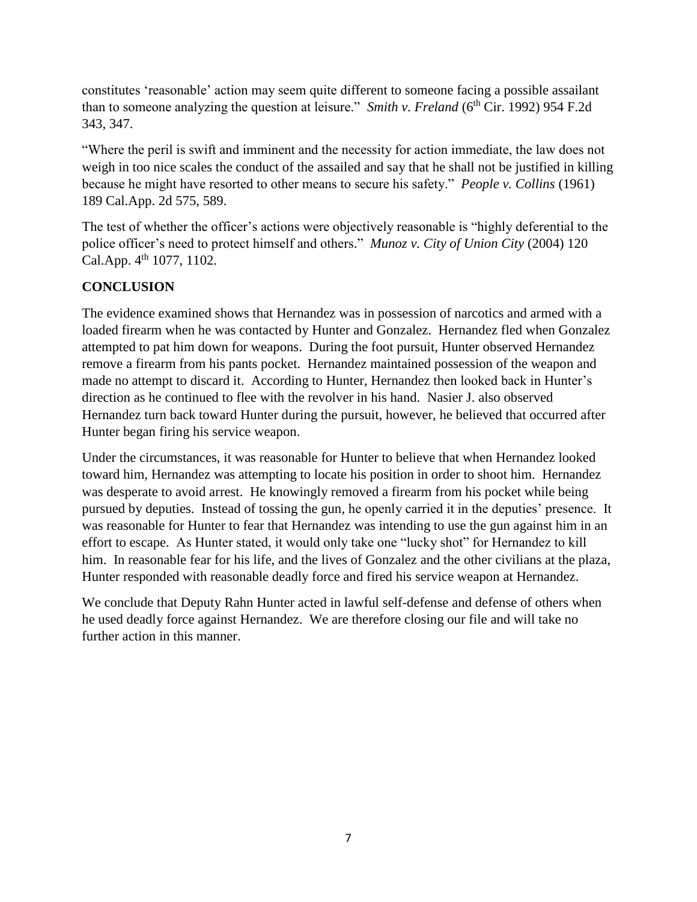constitutes 'reasonable' action may seem quite different to someone facing a possible assailant than to someone analyzing the question at leisure." *Smith v. Freland* (6th Cir. 1992) 954 F.2d 343, 347.

"Where the peril is swift and imminent and the necessity for action immediate, the law does not weigh in too nice scales the conduct of the assailed and say that he shall not be justified in killing because he might have resorted to other means to secure his safety." *People v. Collins* (1961) 189 Cal.App. 2d 575, 589.

The test of whether the officer's actions were objectively reasonable is "highly deferential to the police officer's need to protect himself and others." *Munoz v. City of Union City* (2004) 120 Cal.App. 4th 1077, 1102.

## CONCLUSION

The evidence examined shows that Hernandez was in possession of narcotics and armed with a loaded firearm when he was contacted by Hunter and Gonzalez. Hernandez fled when Gonzalez attempted to pat him down for weapons. During the foot pursuit, Hunter observed Hernandez remove a firearm from his pants pocket. Hernandez maintained possession of the weapon and made no attempt to discard it. According to Hunter, Hernandez then looked back in Hunter's direction as he continued to flee with the revolver in his hand. Nasier J. also observed Hernandez turn back toward Hunter during the pursuit, however, he believed that occurred after Hunter began firing his service weapon.

Under the circumstances, it was reasonable for Hunter to believe that when Hernandez looked toward him, Hernandez was attempting to locate his position in order to shoot him. Hernandez was desperate to avoid arrest. He knowingly removed a firearm from his pocket while being pursued by deputies. Instead of tossing the gun, he openly carried it in the deputies' presence. It was reasonable for Hunter to fear that Hernandez was intending to use the gun against him in an effort to escape. As Hunter stated, it would only take one "lucky shot" for Hernandez to kill him. In reasonable fear for his life, and the lives of Gonzalez and the other civilians at the plaza, Hunter responded with reasonable deadly force and fired his service weapon at Hernandez.

We conclude that Deputy Rahn Hunter acted in lawful self-defense and defense of others when he used deadly force against Hernandez. We are therefore closing our file and will take no further action in this manner.